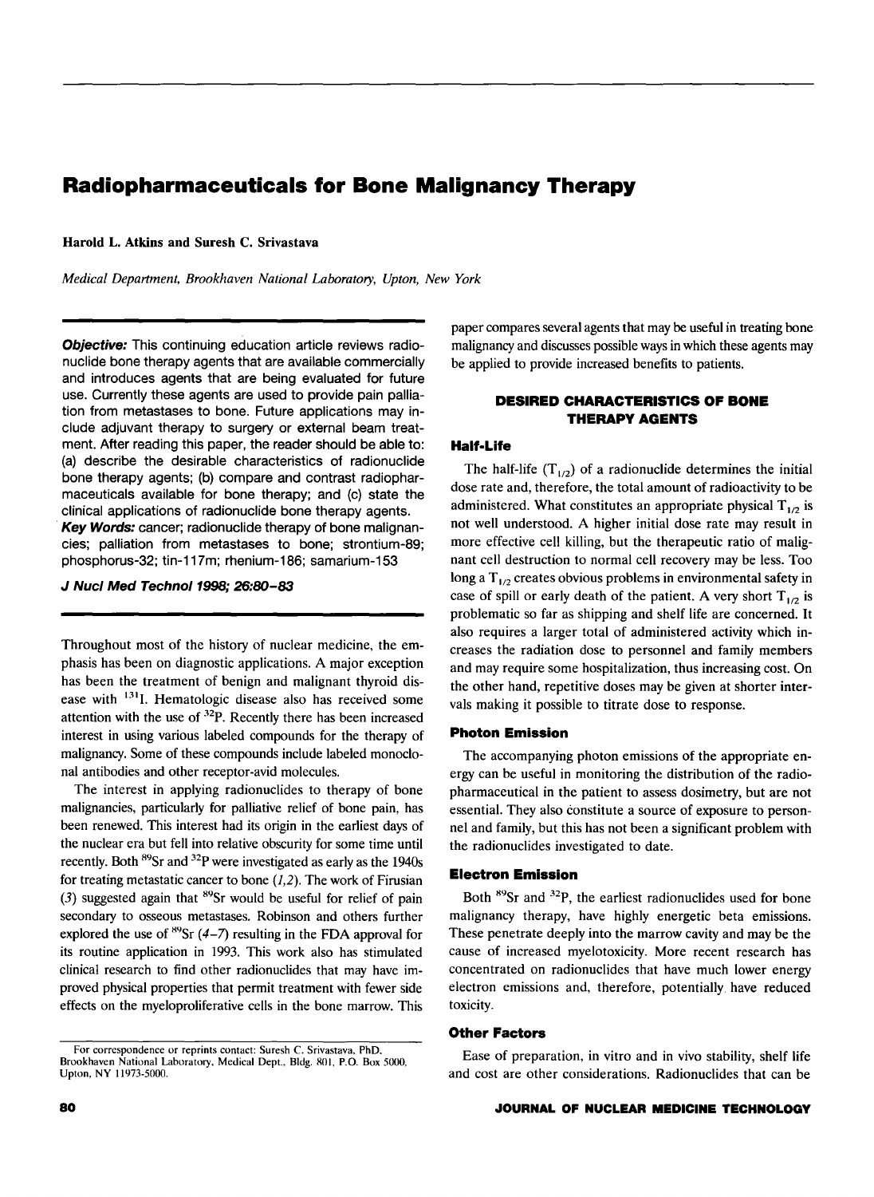# Radiopharmaceuticals for Bone Malignancy Therapy

**Harold L. Atkins and Suresh C. Srivastava**

*Medical Department, Brookhaven National Laboratory, Upton, New York*

***Objective:*** This continuing education article reviews radionuclide bone therapy agents that are available commercially and introduces agents that are being evaluated for future use. Currently these agents are used to provide pain palliation from metastases to bone. Future applications may include adjuvant therapy to surgery or external beam treatment. After reading this paper, the reader should be able to: (a) describe the desirable characteristics of radionuclide bone therapy agents; (b) compare and contrast radiopharmaceuticals available for bone therapy; and (c) state the clinical applications of radionuclide bone therapy agents.

***Key Words:*** cancer; radionuclide therapy of bone malignancies; palliation from metastases to bone; strontium-89; phosphorus-32; tin-117m; rhenium-186; samarium-153

***J Nucl Med Technol 1998; 26:80–83***

Throughout most of the history of nuclear medicine, the emphasis has been on diagnostic applications. A major exception has been the treatment of benign and malignant thyroid disease with $^{131}$I. Hematologic disease also has received some attention with the use of $^{32}$P. Recently there has been increased interest in using various labeled compounds for the therapy of malignancy. Some of these compounds include labeled monoclonal antibodies and other receptor-avid molecules.

The interest in applying radionuclides to therapy of bone malignancies, particularly for palliative relief of bone pain, has been renewed. This interest had its origin in the earliest days of the nuclear era but fell into relative obscurity for some time until recently. Both $^{89}$Sr and $^{32}$P were investigated as early as the 1940s for treating metastatic cancer to bone (*1,2*). The work of Firusian (*3*) suggested again that $^{89}$Sr would be useful for relief of pain secondary to osseous metastases. Robinson and others further explored the use of $^{89}$Sr (*4–7*) resulting in the FDA approval for its routine application in 1993. This work also has stimulated clinical research to find other radionuclides that may have improved physical properties that permit treatment with fewer side effects on the myeloproliferative cells in the bone marrow. This paper compares several agents that may be useful in treating bone malignancy and discusses possible ways in which these agents may be applied to provide increased benefits to patients.

## DESIRED CHARACTERISTICS OF BONE THERAPY AGENTS

### Half-Life

The half-life ($T_{1/2}$) of a radionuclide determines the initial dose rate and, therefore, the total amount of radioactivity to be administered. What constitutes an appropriate physical $T_{1/2}$ is not well understood. A higher initial dose rate may result in more effective cell killing, but the therapeutic ratio of malignant cell destruction to normal cell recovery may be less. Too long a $T_{1/2}$ creates obvious problems in environmental safety in case of spill or early death of the patient. A very short $T_{1/2}$ is problematic so far as shipping and shelf life are concerned. It also requires a larger total of administered activity which increases the radiation dose to personnel and family members and may require some hospitalization, thus increasing cost. On the other hand, repetitive doses may be given at shorter intervals making it possible to titrate dose to response.

### Photon Emission

The accompanying photon emissions of the appropriate energy can be useful in monitoring the distribution of the radiopharmaceutical in the patient to assess dosimetry, but are not essential. They also constitute a source of exposure to personnel and family, but this has not been a significant problem with the radionuclides investigated to date.

### Electron Emission

Both $^{89}$Sr and $^{32}$P, the earliest radionuclides used for bone malignancy therapy, have highly energetic beta emissions. These penetrate deeply into the marrow cavity and may be the cause of increased myelotoxicity. More recent research has concentrated on radionuclides that have much lower energy electron emissions and, therefore, potentially have reduced toxicity.

### Other Factors

Ease of preparation, in vitro and in vivo stability, shelf life and cost are other considerations. Radionuclides that can be

For correspondence or reprints contact: Suresh C. Srivastava, PhD, Brookhaven National Laboratory, Medical Dept., Bldg. 801, P.O. Box 5000, Upton, NY 11973-5000.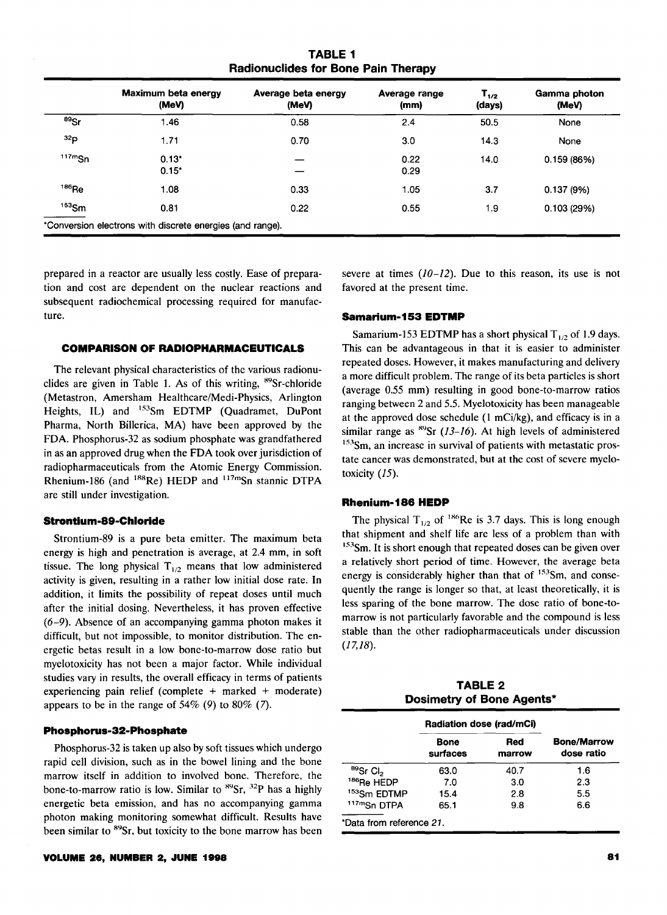**TABLE 1**
**Radionuclides for Bone Pain Therapy**

| | Maximum beta energy (MeV) | Average beta energy (MeV) | Average range (mm) | $T_{1/2}$ (days) | Gamma photon (MeV) |
|---|---|---|---|---|---|
| $^{89}$Sr | 1.46 | 0.58 | 2.4 | 50.5 | None |
| $^{32}$P | 1.71 | 0.70 | 3.0 | 14.3 | None |
| $^{117m}$Sn | 0.13* | — | 0.22 | 14.0 | 0.159 (86%) |
| | 0.15* | — | 0.29 | | |
| $^{186}$Re | 1.08 | 0.33 | 1.05 | 3.7 | 0.137 (9%) |
| $^{153}$Sm | 0.81 | 0.22 | 0.55 | 1.9 | 0.103 (29%) |

*Conversion electrons with discrete energies (and range).

prepared in a reactor are usually less costly. Ease of preparation and cost are dependent on the nuclear reactions and subsequent radiochemical processing required for manufacture.

## COMPARISON OF RADIOPHARMACEUTICALS

The relevant physical characteristics of the various radionuclides are given in Table 1. As of this writing, $^{89}$Sr-chloride (Metastron, Amersham Healthcare/Medi-Physics, Arlington Heights, IL) and $^{153}$Sm EDTMP (Quadramet, DuPont Pharma, North Billerica, MA) have been approved by the FDA. Phosphorus-32 as sodium phosphate was grandfathered in as an approved drug when the FDA took over jurisdiction of radiopharmaceuticals from the Atomic Energy Commission. Rhenium-186 (and $^{188}$Re) HEDP and $^{117m}$Sn stannic DTPA are still under investigation.

### Strontium-89-Chloride

Strontium-89 is a pure beta emitter. The maximum beta energy is high and penetration is average, at 2.4 mm, in soft tissue. The long physical $T_{1/2}$ means that low administered activity is given, resulting in a rather low initial dose rate. In addition, it limits the possibility of repeat doses until much after the initial dosing. Nevertheless, it has proven effective *(6–9)*. Absence of an accompanying gamma photon makes it difficult, but not impossible, to monitor distribution. The energetic betas result in a low bone-to-marrow dose ratio but myelotoxicity has not been a major factor. While individual studies vary in results, the overall efficacy in terms of patients experiencing pain relief (complete + marked + moderate) appears to be in the range of 54% *(9)* to 80% *(7)*.

### Phosphorus-32-Phosphate

Phosphorus-32 is taken up also by soft tissues which undergo rapid cell division, such as in the bowel lining and the bone marrow itself in addition to involved bone. Therefore, the bone-to-marrow ratio is low. Similar to $^{89}$Sr, $^{32}$P has a highly energetic beta emission, and has no accompanying gamma photon making monitoring somewhat difficult. Results have been similar to $^{89}$Sr, but toxicity to the bone marrow has been severe at times *(10–12)*. Due to this reason, its use is not favored at the present time.

### Samarium-153 EDTMP

Samarium-153 EDTMP has a short physical $T_{1/2}$ of 1.9 days. This can be advantageous in that it is easier to administer repeated doses. However, it makes manufacturing and delivery a more difficult problem. The range of its beta particles is short (average 0.55 mm) resulting in good bone-to-marrow ratios ranging between 2 and 5.5. Myelotoxicity has been manageable at the approved dose schedule (1 mCi/kg), and efficacy is in a similar range as $^{89}$Sr *(13–16)*. At high levels of administered $^{153}$Sm, an increase in survival of patients with metastatic prostate cancer was demonstrated, but at the cost of severe myelotoxicity *(15)*.

### Rhenium-186 HEDP

The physical $T_{1/2}$ of $^{186}$Re is 3.7 days. This is long enough that shipment and shelf life are less of a problem than with $^{153}$Sm. It is short enough that repeated doses can be given over a relatively short period of time. However, the average beta energy is considerably higher than that of $^{153}$Sm, and consequently the range is longer so that, at least theoretically, it is less sparing of the bone marrow. The dose ratio of bone-to-marrow is not particularly favorable and the compound is less stable than the other radiopharmaceuticals under discussion *(17,18)*.

**TABLE 2**
**Dosimetry of Bone Agents***

| | Radiation dose (rad/mCi) | | |
|---|---|---|---|
| | Bone surfaces | Red marrow | Bone/Marrow dose ratio |
| $^{89}$Sr $Cl_2$ | 63.0 | 40.7 | 1.6 |
| $^{186}$Re HEDP | 7.0 | 3.0 | 2.3 |
| $^{153}$Sm EDTMP | 15.4 | 2.8 | 5.5 |
| $^{117m}$Sn DTPA | 65.1 | 9.8 | 6.6 |

*Data from reference *21*.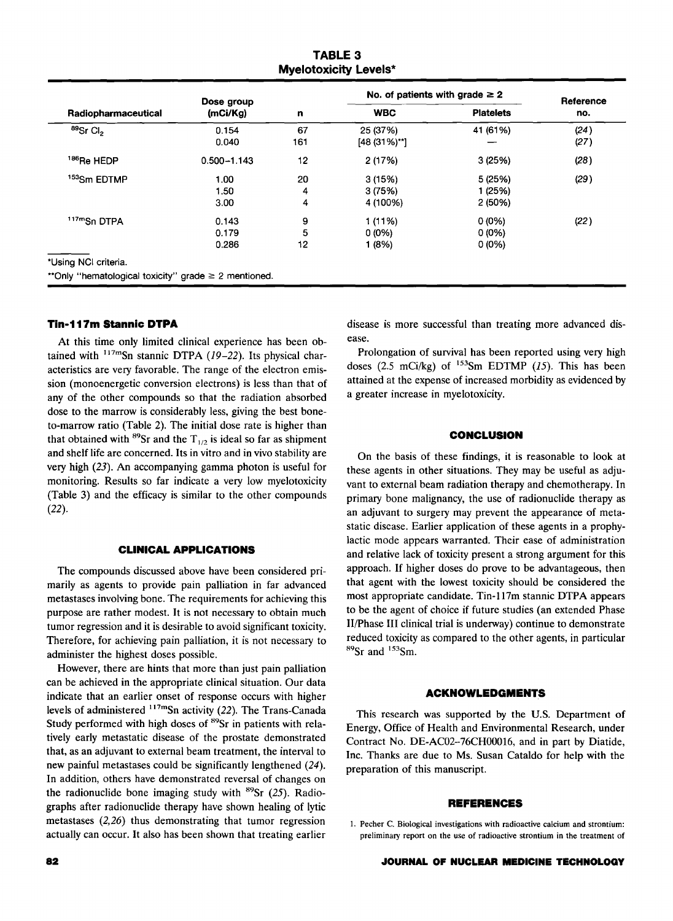**TABLE 3**
**Myelotoxicity Levels***

| Radiopharmaceutical | Dose group (mCi/Kg) | n | No. of patients with grade ≥ 2 | | Reference no. |
|---|---|---|---|---|---|
| | | | WBC | Platelets | |
| $^{89}Sr\ Cl_2$ | 0.154 | 67 | 25 (37%) | 41 (61%) | (24) |
| | 0.040 | 161 | [48 (31%)**] | — | (27) |
| $^{186}Re$ HEDP | 0.500–1.143 | 12 | 2 (17%) | 3 (25%) | (28) |
| $^{153}Sm$ EDTMP | 1.00 | 20 | 3 (15%) | 5 (25%) | (29) |
| | 1.50 | 4 | 3 (75%) | 1 (25%) | |
| | 3.00 | 4 | 4 (100%) | 2 (50%) | |
| $^{117m}Sn$ DTPA | 0.143 | 9 | 1 (11%) | 0 (0%) | (22) |
| | 0.179 | 5 | 0 (0%) | 0 (0%) | |
| | 0.286 | 12 | 1 (8%) | 0 (0%) | |

*Using NCI criteria.
**Only "hematological toxicity" grade ≥ 2 mentioned.

### Tin-117m Stannic DTPA

At this time only limited clinical experience has been obtained with $^{117m}Sn$ stannic DTPA (19–22). Its physical characteristics are very favorable. The range of the electron emission (monoenergetic conversion electrons) is less than that of any of the other compounds so that the radiation absorbed dose to the marrow is considerably less, giving the best bone-to-marrow ratio (Table 2). The initial dose rate is higher than that obtained with $^{89}Sr$ and the $T_{1/2}$ is ideal so far as shipment and shelf life are concerned. Its in vitro and in vivo stability are very high (23). An accompanying gamma photon is useful for monitoring. Results so far indicate a very low myelotoxicity (Table 3) and the efficacy is similar to the other compounds (22).

## CLINICAL APPLICATIONS

The compounds discussed above have been considered primarily as agents to provide pain palliation in far advanced metastases involving bone. The requirements for achieving this purpose are rather modest. It is not necessary to obtain much tumor regression and it is desirable to avoid significant toxicity. Therefore, for achieving pain palliation, it is not necessary to administer the highest doses possible.

However, there are hints that more than just pain palliation can be achieved in the appropriate clinical situation. Our data indicate that an earlier onset of response occurs with higher levels of administered $^{117m}Sn$ activity (22). The Trans-Canada Study performed with high doses of $^{89}Sr$ in patients with relatively early metastatic disease of the prostate demonstrated that, as an adjuvant to external beam treatment, the interval to new painful metastases could be significantly lengthened (24). In addition, others have demonstrated reversal of changes on the radionuclide bone imaging study with $^{89}Sr$ (25). Radiographs after radionuclide therapy have shown healing of lytic metastases (2,26) thus demonstrating that tumor regression actually can occur. It also has been shown that treating earlier disease is more successful than treating more advanced disease.

Prolongation of survival has been reported using very high doses (2.5 mCi/kg) of $^{153}Sm$ EDTMP (15). This has been attained at the expense of increased morbidity as evidenced by a greater increase in myelotoxicity.

## CONCLUSION

On the basis of these findings, it is reasonable to look at these agents in other situations. They may be useful as adjuvant to external beam radiation therapy and chemotherapy. In primary bone malignancy, the use of radionuclide therapy as an adjuvant to surgery may prevent the appearance of metastatic disease. Earlier application of these agents in a prophylactic mode appears warranted. Their ease of administration and relative lack of toxicity present a strong argument for this approach. If higher doses do prove to be advantageous, then that agent with the lowest toxicity should be considered the most appropriate candidate. Tin-117m stannic DTPA appears to be the agent of choice if future studies (an extended Phase II/Phase III clinical trial is underway) continue to demonstrate reduced toxicity as compared to the other agents, in particular $^{89}Sr$ and $^{153}Sm$.

## ACKNOWLEDGMENTS

This research was supported by the U.S. Department of Energy, Office of Health and Environmental Research, under Contract No. DE-AC02–76CH00016, and in part by Diatide, Inc. Thanks are due to Ms. Susan Cataldo for help with the preparation of this manuscript.

## REFERENCES

1. Pecher C. Biological investigations with radioactive calcium and strontium: preliminary report on the use of radioactive strontium in the treatment of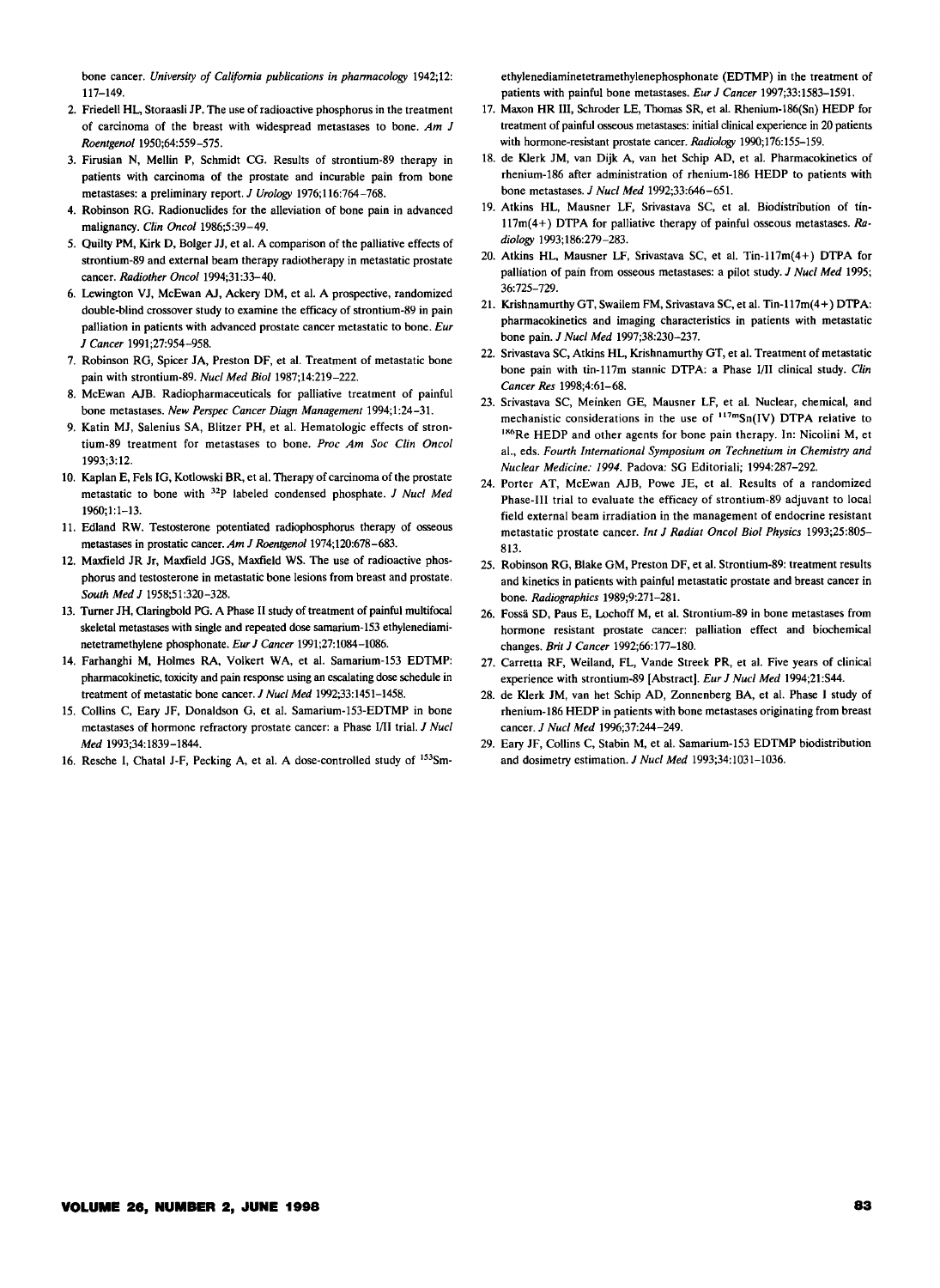bone cancer. *University of California publications in pharmacology* 1942;12: 117–149.

2. Friedell HL, Storaasli JP. The use of radioactive phosphorus in the treatment of carcinoma of the breast with widespread metastases to bone. *Am J Roentgenol* 1950;64:559–575.
3. Firusian N, Mellin P, Schmidt CG. Results of strontium-89 therapy in patients with carcinoma of the prostate and incurable pain from bone metastases: a preliminary report. *J Urology* 1976;116:764–768.
4. Robinson RG. Radionuclides for the alleviation of bone pain in advanced malignancy. *Clin Oncol* 1986;5:39–49.
5. Quilty PM, Kirk D, Bolger JJ, et al. A comparison of the palliative effects of strontium-89 and external beam therapy radiotherapy in metastatic prostate cancer. *Radiother Oncol* 1994;31:33–40.
6. Lewington VJ, McEwan AJ, Ackery DM, et al. A prospective, randomized double-blind crossover study to examine the efficacy of strontium-89 in pain palliation in patients with advanced prostate cancer metastatic to bone. *Eur J Cancer* 1991;27:954–958.
7. Robinson RG, Spicer JA, Preston DF, et al. Treatment of metastatic bone pain with strontium-89. *Nucl Med Biol* 1987;14:219–222.
8. McEwan AJB. Radiopharmaceuticals for palliative treatment of painful bone metastases. *New Perspec Cancer Diagn Management* 1994;1:24–31.
9. Katin MJ, Salenius SA, Blitzer PH, et al. Hematologic effects of strontium-89 treatment for metastases to bone. *Proc Am Soc Clin Oncol* 1993;3:12.
10. Kaplan E, Fels IG, Kotlowski BR, et al. Therapy of carcinoma of the prostate metastatic to bone with $^{32}P$ labeled condensed phosphate. *J Nucl Med* 1960;1:1–13.
11. Edland RW. Testosterone potentiated radiophosphorus therapy of osseous metastases in prostatic cancer. *Am J Roentgenol* 1974;120:678–683.
12. Maxfield JR Jr, Maxfield JGS, Maxfield WS. The use of radioactive phosphorus and testosterone in metastatic bone lesions from breast and prostate. *South Med J* 1958;51:320–328.
13. Turner JH, Claringbold PG. A Phase II study of treatment of painful multifocal skeletal metastases with single and repeated dose samarium-153 ethylenediaminetetramethylene phosphonate. *Eur J Cancer* 1991;27:1084–1086.
14. Farhanghi M, Holmes RA, Volkert WA, et al. Samarium-153 EDTMP: pharmacokinetic, toxicity and pain response using an escalating dose schedule in treatment of metastatic bone cancer. *J Nucl Med* 1992;33:1451–1458.
15. Collins C, Eary JF, Donaldson G, et al. Samarium-153-EDTMP in bone metastases of hormone refractory prostate cancer: a Phase I/II trial. *J Nucl Med* 1993;34:1839–1844.
16. Resche I, Chatal J-F, Pecking A, et al. A dose-controlled study of $^{153}$Sm-ethylenediaminetetramethylenephosphonate (EDTMP) in the treatment of patients with painful bone metastases. *Eur J Cancer* 1997;33:1583–1591.
17. Maxon HR III, Schroder LE, Thomas SR, et al. Rhenium-186(Sn) HEDP for treatment of painful osseous metastases: initial clinical experience in 20 patients with hormone-resistant prostate cancer. *Radiology* 1990;176:155–159.
18. de Klerk JM, van Dijk A, van het Schip AD, et al. Pharmacokinetics of rhenium-186 after administration of rhenium-186 HEDP to patients with bone metastases. *J Nucl Med* 1992;33:646–651.
19. Atkins HL, Mausner LF, Srivastava SC, et al. Biodistribution of tin-117m(4+) DTPA for palliative therapy of painful osseous metastases. *Radiology* 1993;186:279–283.
20. Atkins HL, Mausner LF, Srivastava SC, et al. Tin-117m(4+) DTPA for palliation of pain from osseous metastases: a pilot study. *J Nucl Med* 1995; 36:725–729.
21. Krishnamurthy GT, Swailem FM, Srivastava SC, et al. Tin-117m(4+) DTPA: pharmacokinetics and imaging characteristics in patients with metastatic bone pain. *J Nucl Med* 1997;38:230–237.
22. Srivastava SC, Atkins HL, Krishnamurthy GT, et al. Treatment of metastatic bone pain with tin-117m stannic DTPA: a Phase I/II clinical study. *Clin Cancer Res* 1998;4:61–68.
23. Srivastava SC, Meinken GE, Mausner LF, et al. Nuclear, chemical, and mechanistic considerations in the use of $^{117m}$Sn(IV) DTPA relative to $^{186}$Re HEDP and other agents for bone pain therapy. In: Nicolini M, et al., eds. *Fourth International Symposium on Technetium in Chemistry and Nuclear Medicine: 1994.* Padova: SG Editoriali; 1994:287–292.
24. Porter AT, McEwan AJB, Powe JE, et al. Results of a randomized Phase-III trial to evaluate the efficacy of strontium-89 adjuvant to local field external beam irradiation in the management of endocrine resistant metastatic prostate cancer. *Int J Radiat Oncol Biol Physics* 1993;25:805–813.
25. Robinson RG, Blake GM, Preston DF, et al. Strontium-89: treatment results and kinetics in patients with painful metastatic prostate and breast cancer in bone. *Radiographics* 1989;9:271–281.
26. Fossä SD, Paus E, Lochoff M, et al. Strontium-89 in bone metastases from hormone resistant prostate cancer: palliation effect and biochemical changes. *Brit J Cancer* 1992;66:177–180.
27. Carretta RF, Weiland, FL, Vande Streek PR, et al. Five years of clinical experience with strontium-89 [Abstract]. *Eur J Nucl Med* 1994;21:S44.
28. de Klerk JM, van het Schip AD, Zonnenberg BA, et al. Phase I study of rhenium-186 HEDP in patients with bone metastases originating from breast cancer. *J Nucl Med* 1996;37:244–249.
29. Eary JF, Collins C, Stabin M, et al. Samarium-153 EDTMP biodistribution and dosimetry estimation. *J Nucl Med* 1993;34:1031–1036.